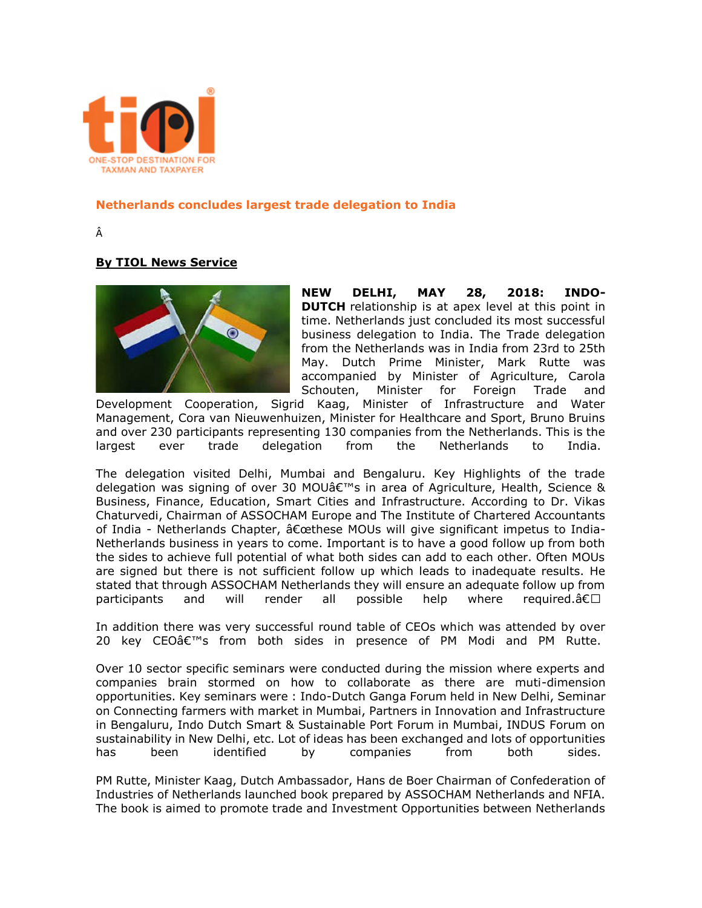## Netherlands concludes largest trade delegation to India

Â

**By TIOL News Service**

**NEW DELHI, MAY 28, 2018: INDO-DUTCH** relationship is at apex level at this point in time. Netherlands just concluded its most successful business delegation to India. The Trade delegation from the Netherlands was in India from 23rd to 25th May. Dutch Prime Minister, Mark Rutte was accompanied by Minister of Agriculture, Carola Schouten, Minister for Foreign Trade and Development Cooperation, Sigrid Kaag, Minister of Infrastructure and Water Management, Cora van Nieuwenhuizen, Minister for Healthcare and Sport, Bruno Bruins and over 230 participants representing 130 companies from the Netherlands. This is the largest ever trade delegation from the Netherlands to India.

The delegation visited Delhi, Mumbai and Bengaluru. Key Highlights of the trade delegation was signing of over 30 MOUâ€™s in area of Agriculture, Health, Science & Business, Finance, Education, Smart Cities and Infrastructure. According to Dr. Vikas Chaturvedi, Chairman of ASSOCHAM Europe and The Institute of Chartered Accountants of India - Netherlands Chapter, â€œthese MOUs will give significant impetus to India-Netherlands business in years to come. Important is to have a good follow up from both the sides to achieve full potential of what both sides can add to each other. Often MOUs are signed but there is not sufficient follow up which leads to inadequate results. He stated that through ASSOCHAM Netherlands they will ensure an adequate follow up from participants and will render all possible help where required.â€

In addition there was very successful round table of CEOs which was attended by over 20 key CEOâ€™s from both sides in presence of PM Modi and PM Rutte.

Over 10 sector specific seminars were conducted during the mission where experts and companies brain stormed on how to collaborate as there are muti-dimension opportunities. Key seminars were : Indo-Dutch Ganga Forum held in New Delhi, Seminar on Connecting farmers with market in Mumbai, Partners in Innovation and Infrastructure in Bengaluru, Indo Dutch Smart & Sustainable Port Forum in Mumbai, INDUS Forum on sustainability in New Delhi, etc. Lot of ideas has been exchanged and lots of opportunities has been identified by companies from both sides.

PM Rutte, Minister Kaag, Dutch Ambassador, Hans de Boer Chairman of Confederation of Industries of Netherlands launched book prepared by ASSOCHAM Netherlands and NFIA. The book is aimed to promote trade and Investment Opportunities between Netherlands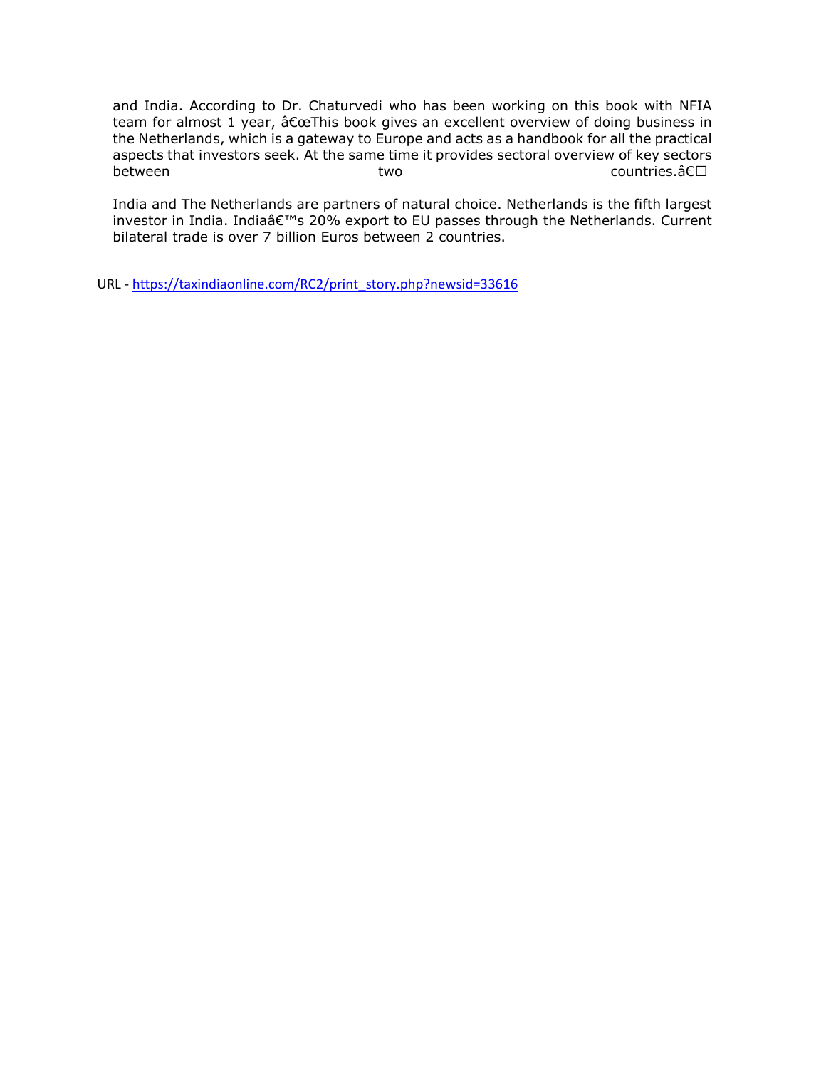and India. According to Dr. Chaturvedi who has been working on this book with NFIA team for almost 1 year, â€œThis book gives an excellent overview of doing business in the Netherlands, which is a gateway to Europe and acts as a handbook for all the practical aspects that investors seek. At the same time it provides sectoral overview of key sectors between two countries.â€

India and The Netherlands are partners of natural choice. Netherlands is the fifth largest investor in India. Indiaâ€™s 20% export to EU passes through the Netherlands. Current bilateral trade is over 7 billion Euros between 2 countries.

URL - https://taxindiaonline.com/RC2/print_story.php?newsid=33616